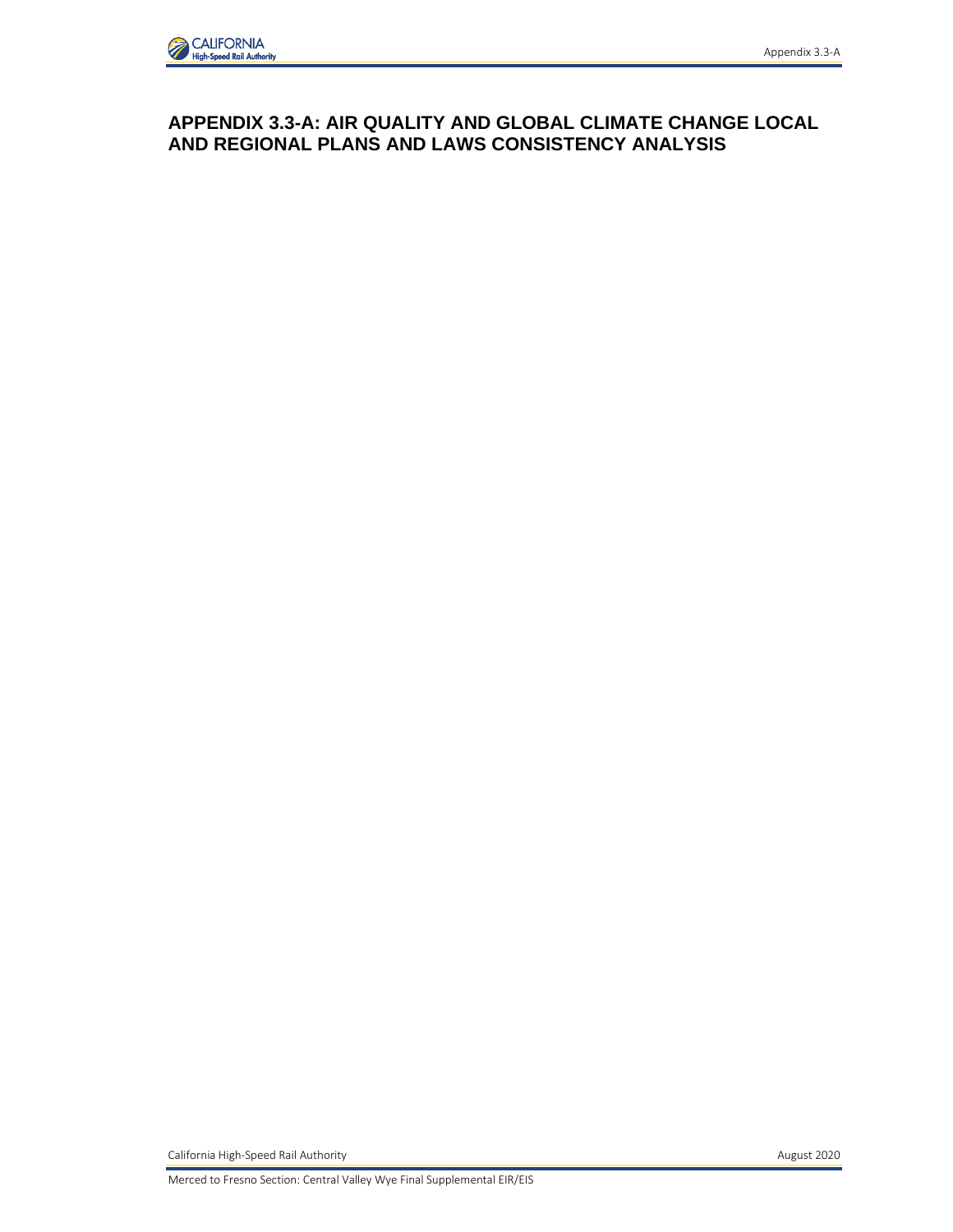# APPENDIX 3.3-A: AIR QUALITY AND GLOBAL CLIMATE CHANGE LOCAL AND REGIONAL PLANS AND LAWS CONSISTENCY ANALYSIS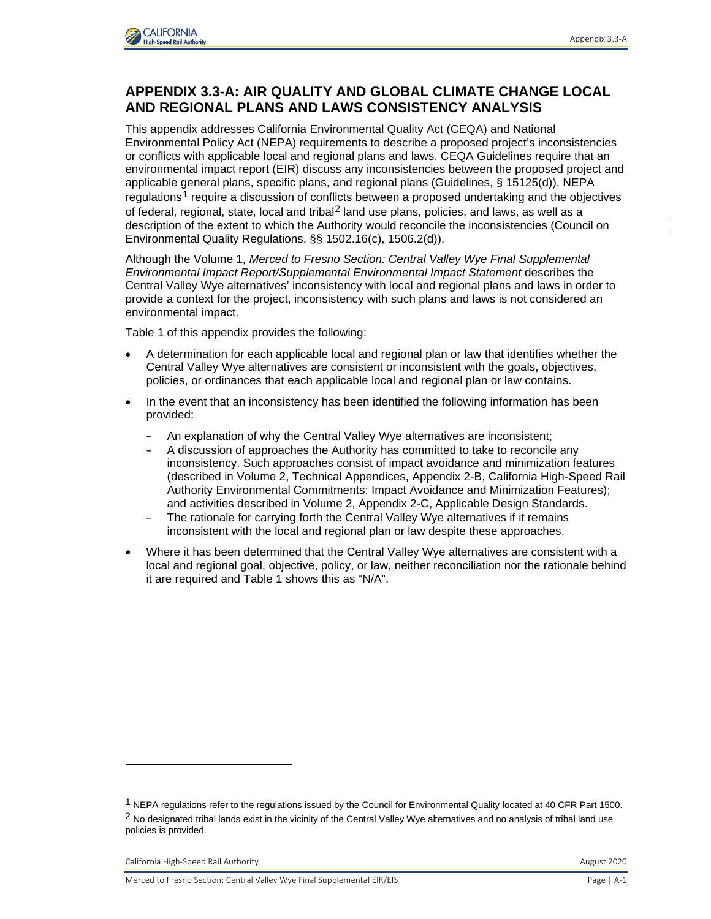## APPENDIX 3.3-A: AIR QUALITY AND GLOBAL CLIMATE CHANGE LOCAL AND REGIONAL PLANS AND LAWS CONSISTENCY ANALYSIS

This appendix addresses California Environmental Quality Act (CEQA) and National Environmental Policy Act (NEPA) requirements to describe a proposed project's inconsistencies or conflicts with applicable local and regional plans and laws. CEQA Guidelines require that an environmental impact report (EIR) discuss any inconsistencies between the proposed project and applicable general plans, specific plans, and regional plans (Guidelines, § 15125(d)). NEPA regulations[1] require a discussion of conflicts between a proposed undertaking and the objectives of federal, regional, state, local and tribal[2] land use plans, policies, and laws, as well as a description of the extent to which the Authority would reconcile the inconsistencies (Council on Environmental Quality Regulations, §§ 1502.16(c), 1506.2(d)).

Although the Volume 1, *Merced to Fresno Section: Central Valley Wye Final Supplemental Environmental Impact Report/Supplemental Environmental Impact Statement* describes the Central Valley Wye alternatives' inconsistency with local and regional plans and laws in order to provide a context for the project, inconsistency with such plans and laws is not considered an environmental impact.

Table 1 of this appendix provides the following:

- A determination for each applicable local and regional plan or law that identifies whether the Central Valley Wye alternatives are consistent or inconsistent with the goals, objectives, policies, or ordinances that each applicable local and regional plan or law contains.
- In the event that an inconsistency has been identified the following information has been provided:
  - An explanation of why the Central Valley Wye alternatives are inconsistent;
  - A discussion of approaches the Authority has committed to take to reconcile any inconsistency. Such approaches consist of impact avoidance and minimization features (described in Volume 2, Technical Appendices, Appendix 2-B, California High-Speed Rail Authority Environmental Commitments: Impact Avoidance and Minimization Features); and activities described in Volume 2, Appendix 2-C, Applicable Design Standards.
  - The rationale for carrying forth the Central Valley Wye alternatives if it remains inconsistent with the local and regional plan or law despite these approaches.
- Where it has been determined that the Central Valley Wye alternatives are consistent with a local and regional goal, objective, policy, or law, neither reconciliation nor the rationale behind it are required and Table 1 shows this as "N/A".

[1] NEPA regulations refer to the regulations issued by the Council for Environmental Quality located at 40 CFR Part 1500.

[2] No designated tribal lands exist in the vicinity of the Central Valley Wye alternatives and no analysis of tribal land use policies is provided.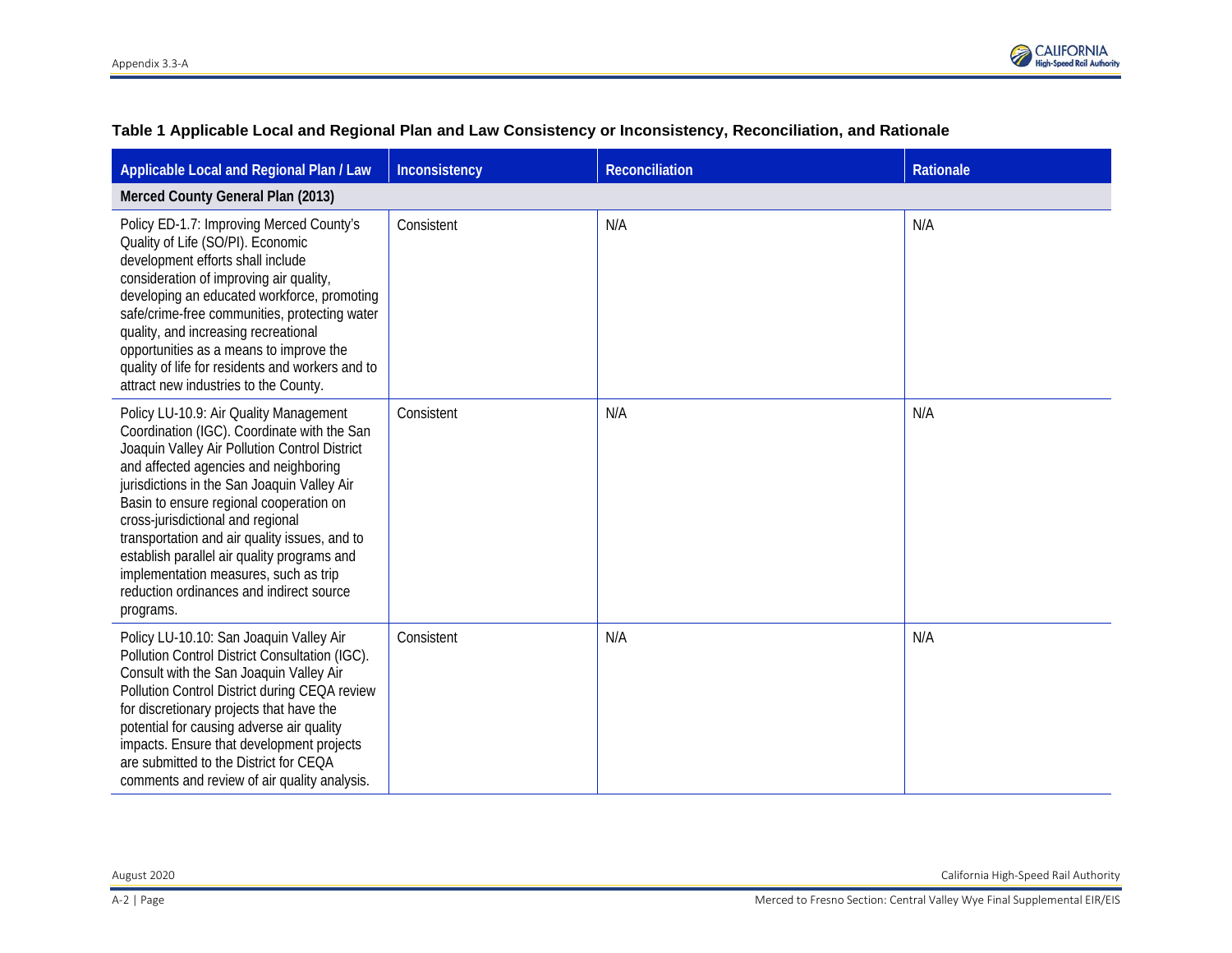**Table 1 Applicable Local and Regional Plan and Law Consistency or Inconsistency, Reconciliation, and Rationale**

| Applicable Local and Regional Plan / Law | Inconsistency | Reconciliation | Rationale |
|---|---|---|---|
| **Merced County General Plan (2013)** | | | |
| Policy ED-1.7: Improving Merced County's Quality of Life (SO/PI). Economic development efforts shall include consideration of improving air quality, developing an educated workforce, promoting safe/crime-free communities, protecting water quality, and increasing recreational opportunities as a means to improve the quality of life for residents and workers and to attract new industries to the County. | Consistent | N/A | N/A |
| Policy LU-10.9: Air Quality Management Coordination (IGC). Coordinate with the San Joaquin Valley Air Pollution Control District and affected agencies and neighboring jurisdictions in the San Joaquin Valley Air Basin to ensure regional cooperation on cross-jurisdictional and regional transportation and air quality issues, and to establish parallel air quality programs and implementation measures, such as trip reduction ordinances and indirect source programs. | Consistent | N/A | N/A |
| Policy LU-10.10: San Joaquin Valley Air Pollution Control District Consultation (IGC). Consult with the San Joaquin Valley Air Pollution Control District during CEQA review for discretionary projects that have the potential for causing adverse air quality impacts. Ensure that development projects are submitted to the District for CEQA comments and review of air quality analysis. | Consistent | N/A | N/A |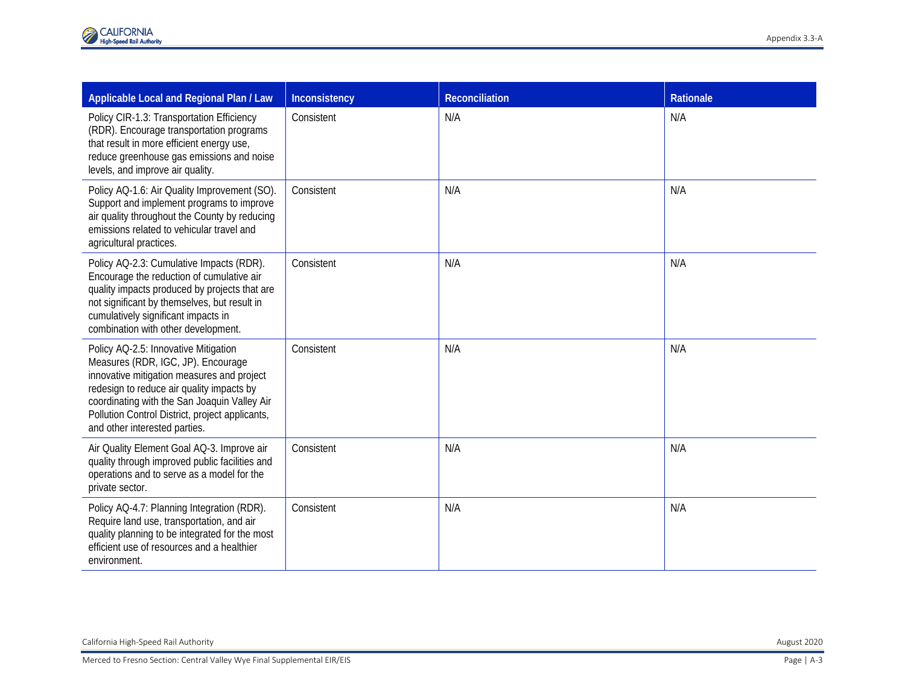| Applicable Local and Regional Plan / Law | Inconsistency | Reconciliation | Rationale |
|---|---|---|---|
| Policy CIR-1.3: Transportation Efficiency (RDR). Encourage transportation programs that result in more efficient energy use, reduce greenhouse gas emissions and noise levels, and improve air quality. | Consistent | N/A | N/A |
| Policy AQ-1.6: Air Quality Improvement (SO). Support and implement programs to improve air quality throughout the County by reducing emissions related to vehicular travel and agricultural practices. | Consistent | N/A | N/A |
| Policy AQ-2.3: Cumulative Impacts (RDR). Encourage the reduction of cumulative air quality impacts produced by projects that are not significant by themselves, but result in cumulatively significant impacts in combination with other development. | Consistent | N/A | N/A |
| Policy AQ-2.5: Innovative Mitigation Measures (RDR, IGC, JP). Encourage innovative mitigation measures and project redesign to reduce air quality impacts by coordinating with the San Joaquin Valley Air Pollution Control District, project applicants, and other interested parties. | Consistent | N/A | N/A |
| Air Quality Element Goal AQ-3. Improve air quality through improved public facilities and operations and to serve as a model for the private sector. | Consistent | N/A | N/A |
| Policy AQ-4.7: Planning Integration (RDR). Require land use, transportation, and air quality planning to be integrated for the most efficient use of resources and a healthier environment. | Consistent | N/A | N/A |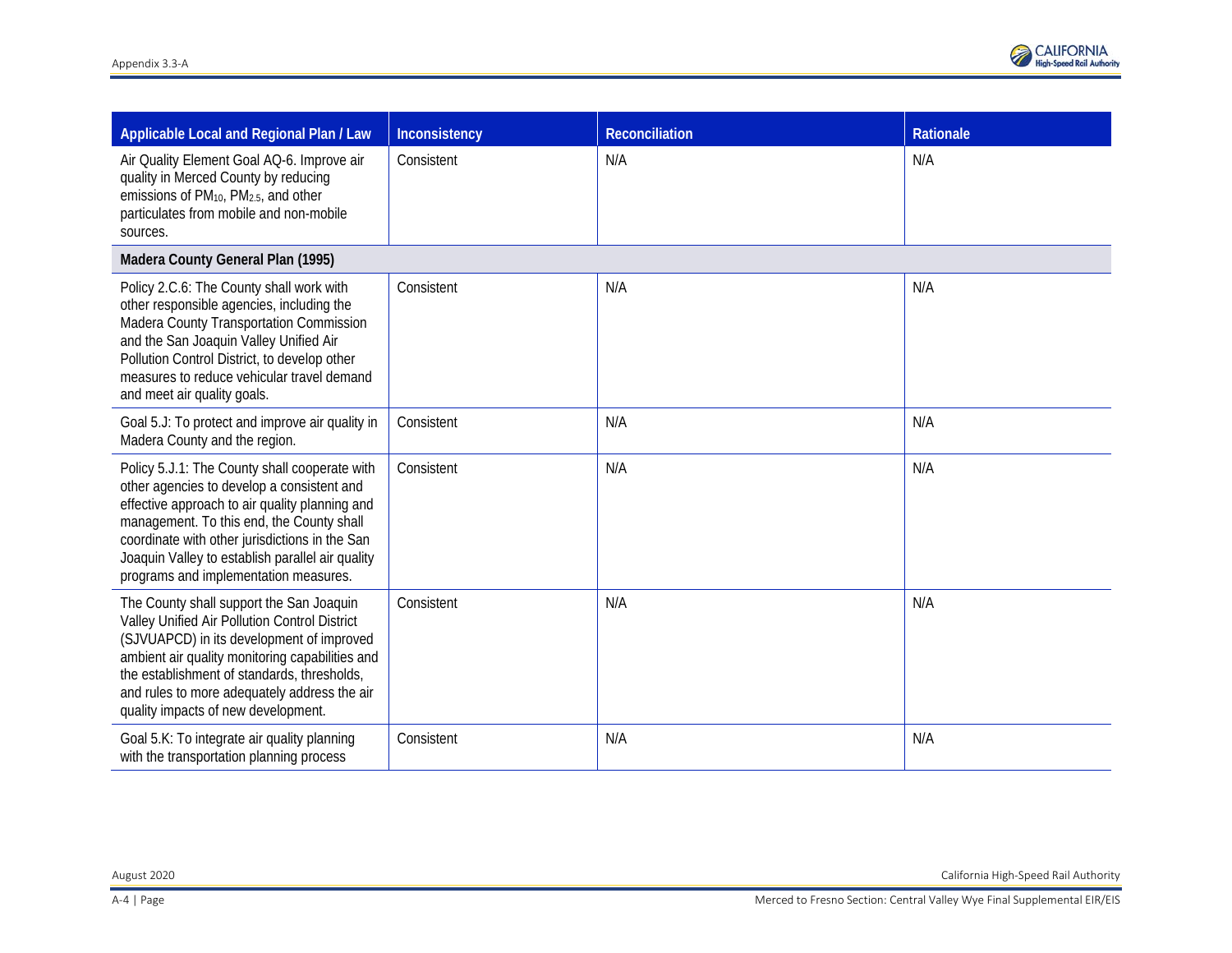| Applicable Local and Regional Plan / Law | Inconsistency | Reconciliation | Rationale |
|---|---|---|---|
| Air Quality Element Goal AQ-6. Improve air quality in Merced County by reducing emissions of $PM_{10}$, $PM_{2.5}$, and other particulates from mobile and non-mobile sources. | Consistent | N/A | N/A |
| **Madera County General Plan (1995)** | | | |
| Policy 2.C.6: The County shall work with other responsible agencies, including the Madera County Transportation Commission and the San Joaquin Valley Unified Air Pollution Control District, to develop other measures to reduce vehicular travel demand and meet air quality goals. | Consistent | N/A | N/A |
| Goal 5.J: To protect and improve air quality in Madera County and the region. | Consistent | N/A | N/A |
| Policy 5.J.1: The County shall cooperate with other agencies to develop a consistent and effective approach to air quality planning and management. To this end, the County shall coordinate with other jurisdictions in the San Joaquin Valley to establish parallel air quality programs and implementation measures. | Consistent | N/A | N/A |
| The County shall support the San Joaquin Valley Unified Air Pollution Control District (SJVUAPCD) in its development of improved ambient air quality monitoring capabilities and the establishment of standards, thresholds, and rules to more adequately address the air quality impacts of new development. | Consistent | N/A | N/A |
| Goal 5.K: To integrate air quality planning with the transportation planning process | Consistent | N/A | N/A |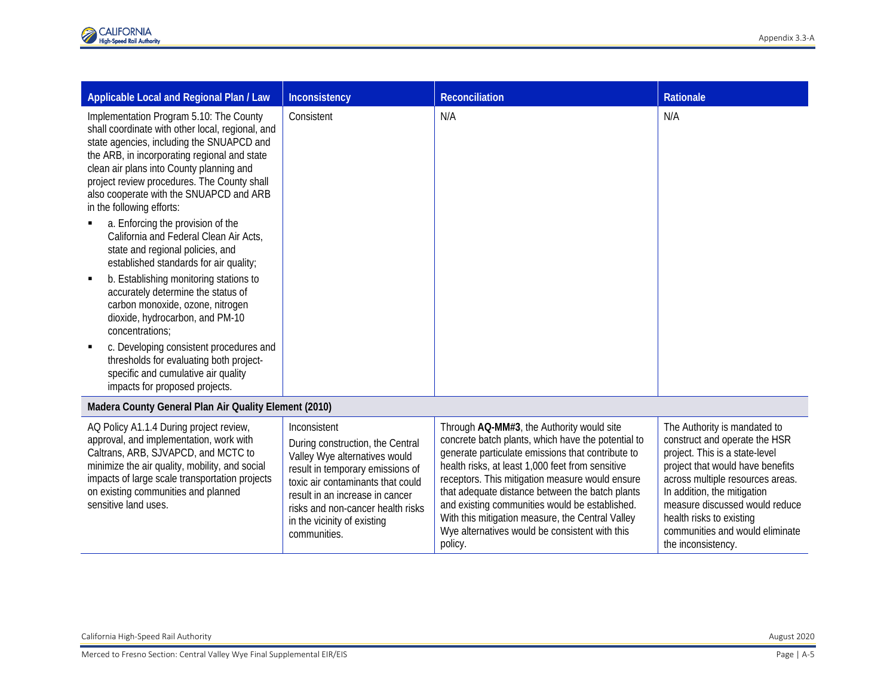| Applicable Local and Regional Plan / Law | Inconsistency | Reconciliation | Rationale |
|---|---|---|---|
| Implementation Program 5.10: The County shall coordinate with other local, regional, and state agencies, including the SNUAPCD and the ARB, in incorporating regional and state clean air plans into County planning and project review procedures. The County shall also cooperate with the SNUAPCD and ARB in the following efforts:<br>▪ a. Enforcing the provision of the California and Federal Clean Air Acts, state and regional policies, and established standards for air quality;<br>▪ b. Establishing monitoring stations to accurately determine the status of carbon monoxide, ozone, nitrogen dioxide, hydrocarbon, and PM-10 concentrations;<br>▪ c. Developing consistent procedures and thresholds for evaluating both project-specific and cumulative air quality impacts for proposed projects. | Consistent | N/A | N/A |
| **Madera County General Plan Air Quality Element (2010)** | | | |
| AQ Policy A1.1.4 During project review, approval, and implementation, work with Caltrans, ARB, SJVAPCD, and MCTC to minimize the air quality, mobility, and social impacts of large scale transportation projects on existing communities and planned sensitive land uses. | Inconsistent<br>During construction, the Central Valley Wye alternatives would result in temporary emissions of toxic air contaminants that could result in an increase in cancer risks and non-cancer health risks in the vicinity of existing communities. | Through **AQ-MM#3**, the Authority would site concrete batch plants, which have the potential to generate particulate emissions that contribute to health risks, at least 1,000 feet from sensitive receptors. This mitigation measure would ensure that adequate distance between the batch plants and existing communities would be established. With this mitigation measure, the Central Valley Wye alternatives would be consistent with this policy. | The Authority is mandated to construct and operate the HSR project. This is a state-level project that would have benefits across multiple resources areas. In addition, the mitigation measure discussed would reduce health risks to existing communities and would eliminate the inconsistency. |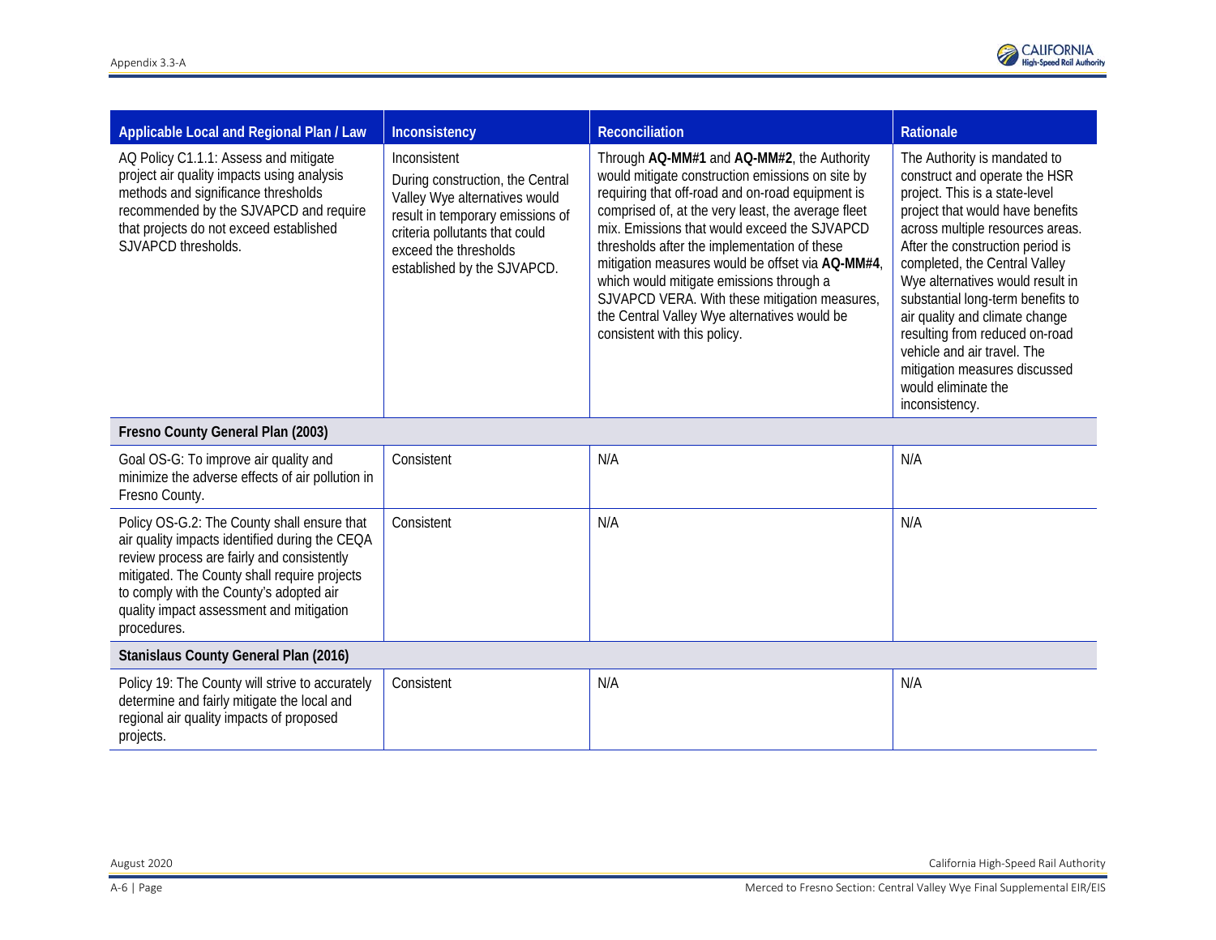| Applicable Local and Regional Plan / Law | Inconsistency | Reconciliation | Rationale |
|---|---|---|---|
| AQ Policy C1.1.1: Assess and mitigate project air quality impacts using analysis methods and significance thresholds recommended by the SJVAPCD and require that projects do not exceed established SJVAPCD thresholds. | Inconsistent<br>During construction, the Central Valley Wye alternatives would result in temporary emissions of criteria pollutants that could exceed the thresholds established by the SJVAPCD. | Through **AQ-MM#1** and **AQ-MM#2**, the Authority would mitigate construction emissions on site by requiring that off-road and on-road equipment is comprised of, at the very least, the average fleet mix. Emissions that would exceed the SJVAPCD thresholds after the implementation of these mitigation measures would be offset via **AQ-MM#4**, which would mitigate emissions through a SJVAPCD VERA. With these mitigation measures, the Central Valley Wye alternatives would be consistent with this policy. | The Authority is mandated to construct and operate the HSR project. This is a state-level project that would have benefits across multiple resources areas. After the construction period is completed, the Central Valley Wye alternatives would result in substantial long-term benefits to air quality and climate change resulting from reduced on-road vehicle and air travel. The mitigation measures discussed would eliminate the inconsistency. |
| **Fresno County General Plan (2003)** | | | |
| Goal OS-G: To improve air quality and minimize the adverse effects of air pollution in Fresno County. | Consistent | N/A | N/A |
| Policy OS-G.2: The County shall ensure that air quality impacts identified during the CEQA review process are fairly and consistently mitigated. The County shall require projects to comply with the County's adopted air quality impact assessment and mitigation procedures. | Consistent | N/A | N/A |
| **Stanislaus County General Plan (2016)** | | | |
| Policy 19: The County will strive to accurately determine and fairly mitigate the local and regional air quality impacts of proposed projects. | Consistent | N/A | N/A |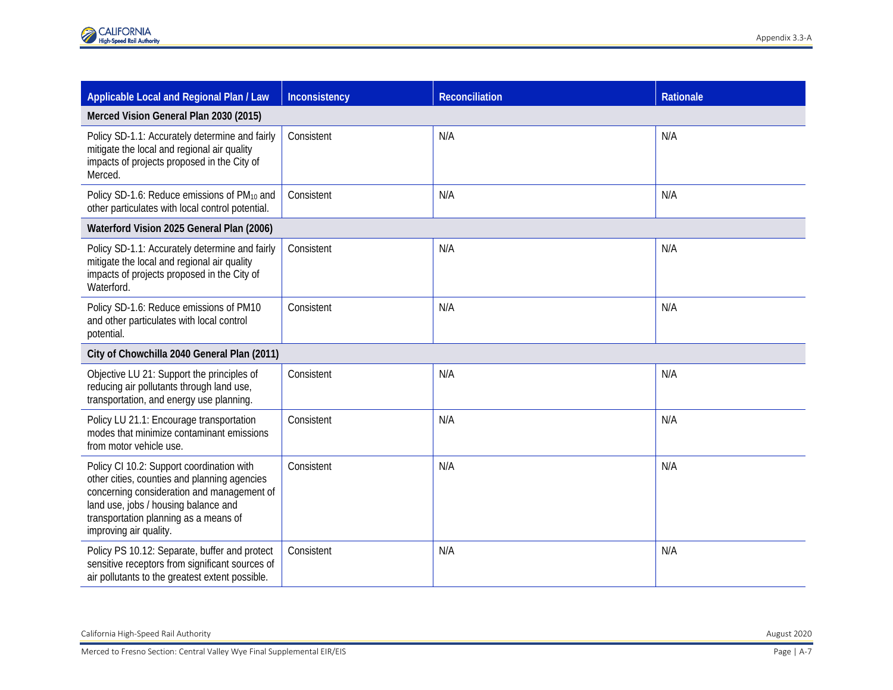| Applicable Local and Regional Plan / Law | Inconsistency | Reconciliation | Rationale |
|---|---|---|---|
| **Merced Vision General Plan 2030 (2015)** | | | |
| Policy SD-1.1: Accurately determine and fairly mitigate the local and regional air quality impacts of projects proposed in the City of Merced. | Consistent | N/A | N/A |
| Policy SD-1.6: Reduce emissions of $PM_{10}$ and other particulates with local control potential. | Consistent | N/A | N/A |
| **Waterford Vision 2025 General Plan (2006)** | | | |
| Policy SD-1.1: Accurately determine and fairly mitigate the local and regional air quality impacts of projects proposed in the City of Waterford. | Consistent | N/A | N/A |
| Policy SD-1.6: Reduce emissions of PM10 and other particulates with local control potential. | Consistent | N/A | N/A |
| **City of Chowchilla 2040 General Plan (2011)** | | | |
| Objective LU 21: Support the principles of reducing air pollutants through land use, transportation, and energy use planning. | Consistent | N/A | N/A |
| Policy LU 21.1: Encourage transportation modes that minimize contaminant emissions from motor vehicle use. | Consistent | N/A | N/A |
| Policy CI 10.2: Support coordination with other cities, counties and planning agencies concerning consideration and management of land use, jobs / housing balance and transportation planning as a means of improving air quality. | Consistent | N/A | N/A |
| Policy PS 10.12: Separate, buffer and protect sensitive receptors from significant sources of air pollutants to the greatest extent possible. | Consistent | N/A | N/A |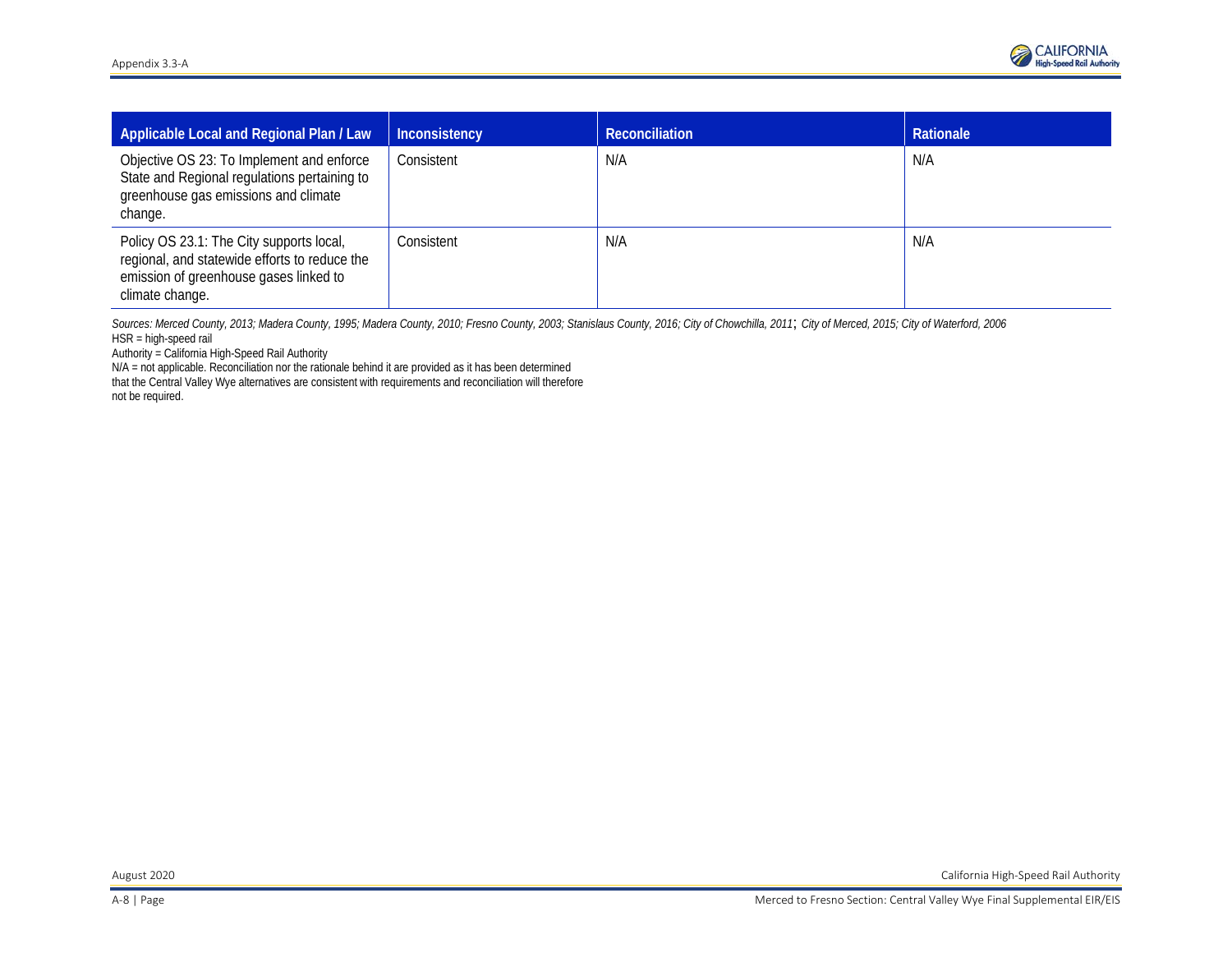| Applicable Local and Regional Plan / Law | Inconsistency | Reconciliation | Rationale |
|---|---|---|---|
| Objective OS 23: To Implement and enforce State and Regional regulations pertaining to greenhouse gas emissions and climate change. | Consistent | N/A | N/A |
| Policy OS 23.1: The City supports local, regional, and statewide efforts to reduce the emission of greenhouse gases linked to climate change. | Consistent | N/A | N/A |

*Sources: Merced County, 2013; Madera County, 1995; Madera County, 2010; Fresno County, 2003; Stanislaus County, 2016; City of Chowchilla, 2011; City of Merced, 2015; City of Waterford, 2006*

HSR = high-speed rail

Authority = California High-Speed Rail Authority

N/A = not applicable. Reconciliation nor the rationale behind it are provided as it has been determined that the Central Valley Wye alternatives are consistent with requirements and reconciliation will therefore not be required.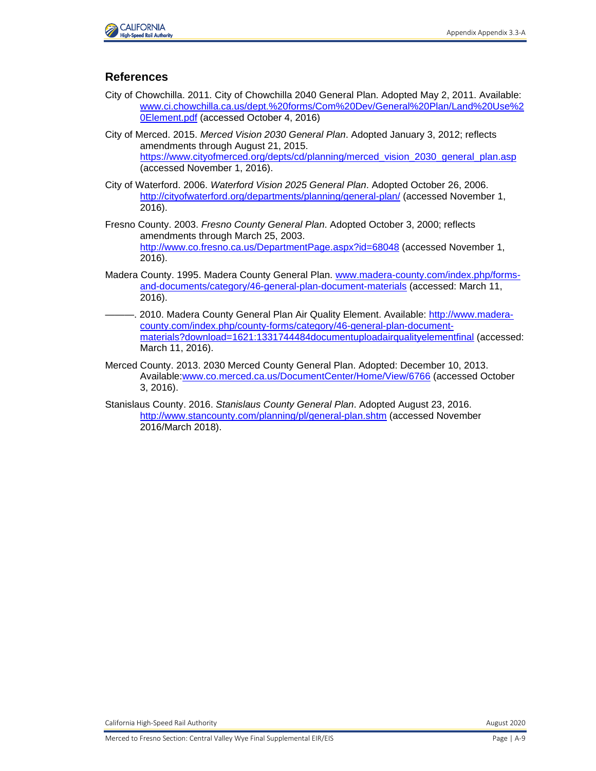## References

City of Chowchilla. 2011. City of Chowchilla 2040 General Plan. Adopted May 2, 2011. Available: www.ci.chowchilla.ca.us/dept.%20forms/Com%20Dev/General%20Plan/Land%20Use%20Element.pdf (accessed October 4, 2016)

City of Merced. 2015. *Merced Vision 2030 General Plan*. Adopted January 3, 2012; reflects amendments through August 21, 2015. https://www.cityofmerced.org/depts/cd/planning/merced_vision_2030_general_plan.asp (accessed November 1, 2016).

City of Waterford. 2006. *Waterford Vision 2025 General Plan*. Adopted October 26, 2006. http://cityofwaterford.org/departments/planning/general-plan/ (accessed November 1, 2016).

Fresno County. 2003. *Fresno County General Plan*. Adopted October 3, 2000; reflects amendments through March 25, 2003. http://www.co.fresno.ca.us/DepartmentPage.aspx?id=68048 (accessed November 1, 2016).

Madera County. 1995. Madera County General Plan. www.madera-county.com/index.php/forms-and-documents/category/46-general-plan-document-materials (accessed: March 11, 2016).

———. 2010. Madera County General Plan Air Quality Element. Available: http://www.madera-county.com/index.php/county-forms/category/46-general-plan-document-materials?download=1621:1331744484documentuploadairqualityelementfinal (accessed: March 11, 2016).

Merced County. 2013. 2030 Merced County General Plan. Adopted: December 10, 2013. Available:www.co.merced.ca.us/DocumentCenter/Home/View/6766 (accessed October 3, 2016).

Stanislaus County. 2016. *Stanislaus County General Plan*. Adopted August 23, 2016. http://www.stancounty.com/planning/pl/general-plan.shtm (accessed November 2016/March 2018).